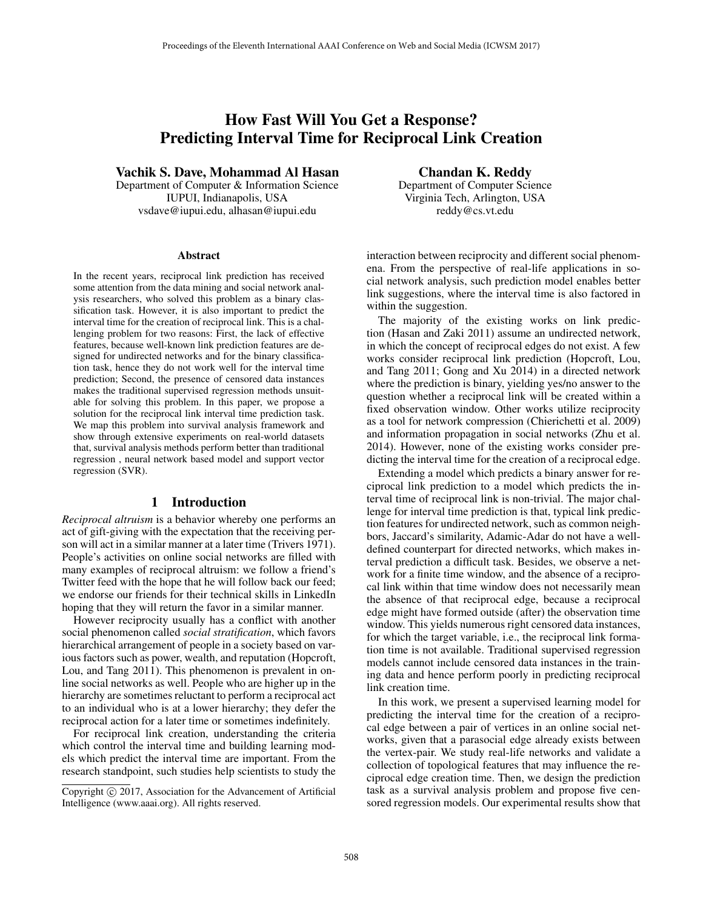# How Fast Will You Get a Response? Predicting Interval Time for Reciprocal Link Creation

**Vachik S. Dave, Mohammad Al Hasan**
Department of Computer & Information Science
IUPUI, Indianapolis, USA
vsdave@iupui.edu, alhasan@iupui.edu

**Chandan K. Reddy**
Department of Computer Science
Virginia Tech, Arlington, USA
reddy@cs.vt.edu

### Abstract

In the recent years, reciprocal link prediction has received some attention from the data mining and social network analysis researchers, who solved this problem as a binary classification task. However, it is also important to predict the interval time for the creation of reciprocal link. This is a challenging problem for two reasons: First, the lack of effective features, because well-known link prediction features are designed for undirected networks and for the binary classification task, hence they do not work well for the interval time prediction; Second, the presence of censored data instances makes the traditional supervised regression methods unsuitable for solving this problem. In this paper, we propose a solution for the reciprocal link interval time prediction task. We map this problem into survival analysis framework and show through extensive experiments on real-world datasets that, survival analysis methods perform better than traditional regression , neural network based model and support vector regression (SVR).

## 1 Introduction

*Reciprocal altruism* is a behavior whereby one performs an act of gift-giving with the expectation that the receiving person will act in a similar manner at a later time (Trivers 1971). People's activities on online social networks are filled with many examples of reciprocal altruism: we follow a friend's Twitter feed with the hope that he will follow back our feed; we endorse our friends for their technical skills in LinkedIn hoping that they will return the favor in a similar manner.

However reciprocity usually has a conflict with another social phenomenon called *social stratification*, which favors hierarchical arrangement of people in a society based on various factors such as power, wealth, and reputation (Hopcroft, Lou, and Tang 2011). This phenomenon is prevalent in online social networks as well. People who are higher up in the hierarchy are sometimes reluctant to perform a reciprocal act to an individual who is at a lower hierarchy; they defer the reciprocal action for a later time or sometimes indefinitely.

For reciprocal link creation, understanding the criteria which control the interval time and building learning models which predict the interval time are important. From the research standpoint, such studies help scientists to study the interaction between reciprocity and different social phenomena. From the perspective of real-life applications in social network analysis, such prediction model enables better link suggestions, where the interval time is also factored in within the suggestion.

The majority of the existing works on link prediction (Hasan and Zaki 2011) assume an undirected network, in which the concept of reciprocal edges do not exist. A few works consider reciprocal link prediction (Hopcroft, Lou, and Tang 2011; Gong and Xu 2014) in a directed network where the prediction is binary, yielding yes/no answer to the question whether a reciprocal link will be created within a fixed observation window. Other works utilize reciprocity as a tool for network compression (Chierichetti et al. 2009) and information propagation in social networks (Zhu et al. 2014). However, none of the existing works consider predicting the interval time for the creation of a reciprocal edge.

Extending a model which predicts a binary answer for reciprocal link prediction to a model which predicts the interval time of reciprocal link is non-trivial. The major challenge for interval time prediction is that, typical link prediction features for undirected network, such as common neighbors, Jaccard's similarity, Adamic-Adar do not have a well-defined counterpart for directed networks, which makes interval prediction a difficult task. Besides, we observe a network for a finite time window, and the absence of a reciprocal link within that time window does not necessarily mean the absence of that reciprocal edge, because a reciprocal edge might have formed outside (after) the observation time window. This yields numerous right censored data instances, for which the target variable, i.e., the reciprocal link formation time is not available. Traditional supervised regression models cannot include censored data instances in the training data and hence perform poorly in predicting reciprocal link creation time.

In this work, we present a supervised learning model for predicting the interval time for the creation of a reciprocal edge between a pair of vertices in an online social networks, given that a parasocial edge already exists between the vertex-pair. We study real-life networks and validate a collection of topological features that may influence the reciprocal edge creation time. Then, we design the prediction task as a survival analysis problem and propose five censored regression models. Our experimental results show that

Copyright © 2017, Association for the Advancement of Artificial Intelligence (www.aaai.org). All rights reserved.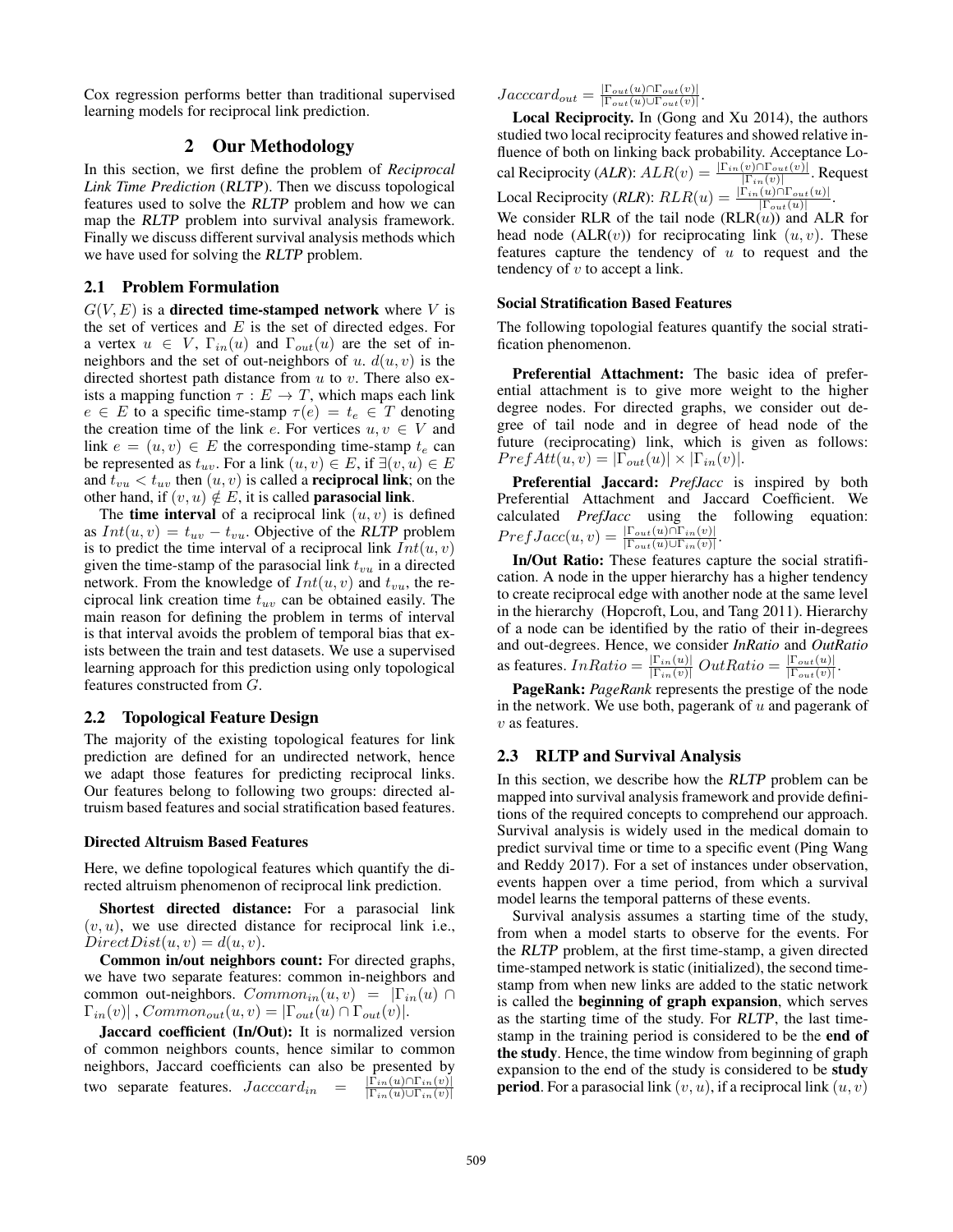Cox regression performs better than traditional supervised learning models for reciprocal link prediction.

## 2 Our Methodology

In this section, we first define the problem of ***Reciprocal Link Time Prediction*** (***RLTP***). Then we discuss topological features used to solve the ***RLTP*** problem and how we can map the ***RLTP*** problem into survival analysis framework. Finally we discuss different survival analysis methods which we have used for solving the ***RLTP*** problem.

### 2.1 Problem Formulation

$G(V, E)$ is a **directed time-stamped network** where $V$ is the set of vertices and $E$ is the set of directed edges. For a vertex $u \in V$, $\Gamma_{in}(u)$ and $\Gamma_{out}(u)$ are the set of in-neighbors and the set of out-neighbors of $u$. $d(u, v)$ is the directed shortest path distance from $u$ to $v$. There also exists a mapping function $\tau : E \rightarrow T$, which maps each link $e \in E$ to a specific time-stamp $\tau(e) = t_e \in T$ denoting the creation time of the link $e$. For vertices $u, v \in V$ and link $e = (u, v) \in E$ the corresponding time-stamp $t_e$ can be represented as $t_{uv}$. For a link $(u, v) \in E$, if $\exists(v, u) \in E$ and $t_{vu} < t_{uv}$ then $(u, v)$ is called a **reciprocal link**; on the other hand, if $(v, u) \notin E$, it is called **parasocial link**.

The **time interval** of a reciprocal link $(u, v)$ is defined as $Int(u, v) = t_{uv} - t_{vu}$. Objective of the ***RLTP*** problem is to predict the time interval of a reciprocal link $Int(u, v)$ given the time-stamp of the parasocial link $t_{vu}$ in a directed network. From the knowledge of $Int(u, v)$ and $t_{vu}$, the reciprocal link creation time $t_{uv}$ can be obtained easily. The main reason for defining the problem in terms of interval is that interval avoids the problem of temporal bias that exists between the train and test datasets. We use a supervised learning approach for this prediction using only topological features constructed from $G$.

### 2.2 Topological Feature Design

The majority of the existing topological features for link prediction are defined for an undirected network, hence we adapt those features for predicting reciprocal links. Our features belong to following two groups: directed altruism based features and social stratification based features.

#### Directed Altruism Based Features

Here, we define topological features which quantify the directed altruism phenomenon of reciprocal link prediction.

**Shortest directed distance:** For a parasocial link $(v, u)$, we use directed distance for reciprocal link i.e., $DirectDist(u, v) = d(u, v)$.

**Common in/out neighbors count:** For directed graphs, we have two separate features: common in-neighbors and common out-neighbors. $Common_{in}(u, v) = |\Gamma_{in}(u) \cap \Gamma_{in}(v)|$ , $Common_{out}(u, v) = |\Gamma_{out}(u) \cap \Gamma_{out}(v)|$.

**Jaccard coefficient (In/Out):** It is normalized version of common neighbors counts, hence similar to common neighbors, Jaccard coefficients can also be presented by two separate features. $Jacccard_{in} = \frac{|\Gamma_{in}(u) \cap \Gamma_{in}(v)|}{|\Gamma_{in}(u) \cup \Gamma_{in}(v)|}$ $Jacccard_{out} = \frac{|\Gamma_{out}(u) \cap \Gamma_{out}(v)|}{|\Gamma_{out}(u) \cup \Gamma_{out}(v)|}$.

**Local Reciprocity.** In (Gong and Xu 2014), the authors studied two local reciprocity features and showed relative influence of both on linking back probability. Acceptance Local Reciprocity (***ALR***): $ALR(v) = \frac{|\Gamma_{in}(v) \cap \Gamma_{out}(v)|}{|\Gamma_{in}(v)|}$. Request Local Reciprocity (***RLR***): $RLR(u) = \frac{|\Gamma_{in}(u) \cap \Gamma_{out}(u)|}{|\Gamma_{out}(u)|}$. We consider RLR of the tail node (RLR($u$)) and ALR for head node (ALR($v$)) for reciprocating link $(u, v)$. These features capture the tendency of $u$ to request and the tendency of $v$ to accept a link.

#### Social Stratification Based Features

The following topological features quantify the social stratification phenomenon.

**Preferential Attachment:** The basic idea of preferential attachment is to give more weight to the higher degree nodes. For directed graphs, we consider out degree of tail node and in degree of head node of the future (reciprocating) link, which is given as follows: $PrefAtt(u, v) = |\Gamma_{out}(u)| \times |\Gamma_{in}(v)|$.

**Preferential Jaccard:** ***PrefJacc*** is inspired by both Preferential Attachment and Jaccard Coefficient. We calculated ***PrefJacc*** using the following equation: $PrefJacc(u, v) = \frac{|\Gamma_{out}(u) \cap \Gamma_{in}(v)|}{|\Gamma_{out}(u) \cup \Gamma_{in}(v)|}$.

**In/Out Ratio:** These features capture the social stratification. A node in the upper hierarchy has a higher tendency to create reciprocal edge with another node at the same level in the hierarchy (Hopcroft, Lou, and Tang 2011). Hierarchy of a node can be identified by the ratio of their in-degrees and out-degrees. Hence, we consider ***InRatio*** and ***OutRatio*** as features. $InRatio = \frac{|\Gamma_{in}(u)|}{|\Gamma_{in}(v)|}$ $OutRatio = \frac{|\Gamma_{out}(u)|}{|\Gamma_{out}(v)|}$.

**PageRank:** ***PageRank*** represents the prestige of the node in the network. We use both, pagerank of $u$ and pagerank of $v$ as features.

### 2.3 RLTP and Survival Analysis

In this section, we describe how the ***RLTP*** problem can be mapped into survival analysis framework and provide definitions of the required concepts to comprehend our approach. Survival analysis is widely used in the medical domain to predict survival time or time to a specific event (Ping Wang and Reddy 2017). For a set of instances under observation, events happen over a time period, from which a survival model learns the temporal patterns of these events.

Survival analysis assumes a starting time of the study, from when a model starts to observe for the events. For the ***RLTP*** problem, at the first time-stamp, a given directed time-stamped network is static (initialized), the second time-stamp from when new links are added to the static network is called the **beginning of graph expansion**, which serves as the starting time of the study. For ***RLTP***, the last time-stamp in the training period is considered to be the **end of the study**. Hence, the time window from beginning of graph expansion to the end of the study is considered to be **study period**. For a parasocial link $(v, u)$, if a reciprocal link $(u, v)$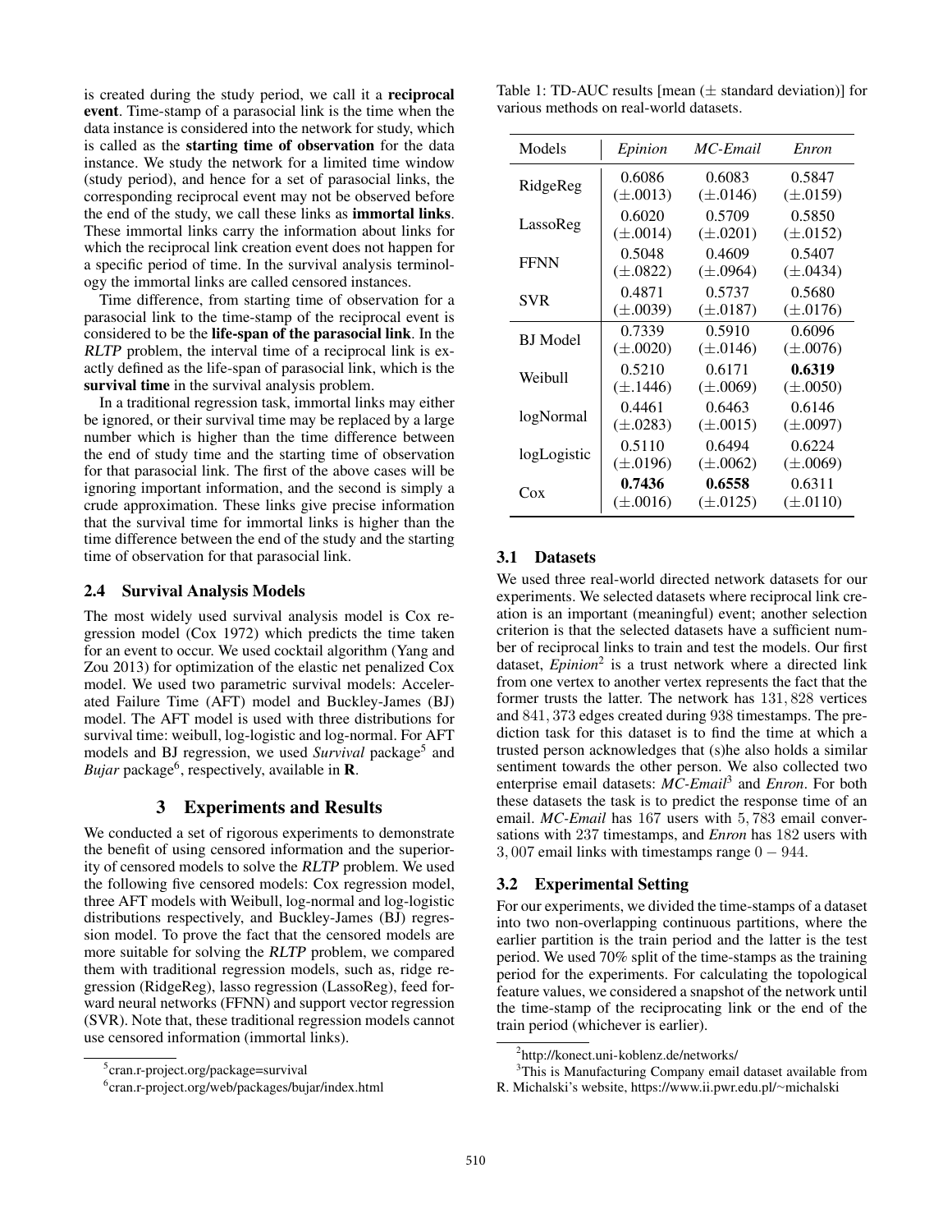is created during the study period, we call it a **reciprocal event**. Time-stamp of a parasocial link is the time when the data instance is considered into the network for study, which is called as the **starting time of observation** for the data instance. We study the network for a limited time window (study period), and hence for a set of parasocial links, the corresponding reciprocal event may not be observed before the end of the study, we call these links as **immortal links**. These immortal links carry the information about links for which the reciprocal link creation event does not happen for a specific period of time. In the survival analysis terminology the immortal links are called censored instances.

Time difference, from starting time of observation for a parasocial link to the time-stamp of the reciprocal event is considered to be the **life-span of the parasocial link**. In the *RLTP* problem, the interval time of a reciprocal link is exactly defined as the life-span of parasocial link, which is the **survival time** in the survival analysis problem.

In a traditional regression task, immortal links may either be ignored, or their survival time may be replaced by a large number which is higher than the time difference between the end of study time and the starting time of observation for that parasocial link. The first of the above cases will be ignoring important information, and the second is simply a crude approximation. These links give precise information that the survival time for immortal links is higher than the time difference between the end of the study and the starting time of observation for that parasocial link.

### 2.4 Survival Analysis Models

The most widely used survival analysis model is Cox regression model (Cox 1972) which predicts the time taken for an event to occur. We used cocktail algorithm (Yang and Zou 2013) for optimization of the elastic net penalized Cox model. We used two parametric survival models: Accelerated Failure Time (AFT) model and Buckley-James (BJ) model. The AFT model is used with three distributions for survival time: weibull, log-logistic and log-normal. For AFT models and BJ regression, we used *Survival* package[5] and *Bujar* package[6], respectively, available in **R**.

## 3 Experiments and Results

We conducted a set of rigorous experiments to demonstrate the benefit of using censored information and the superiority of censored models to solve the *RLTP* problem. We used the following five censored models: Cox regression model, three AFT models with Weibull, log-normal and log-logistic distributions respectively, and Buckley-James (BJ) regression model. To prove the fact that the censored models are more suitable for solving the *RLTP* problem, we compared them with traditional regression models, such as, ridge regression (RidgeReg), lasso regression (LassoReg), feed forward neural networks (FFNN) and support vector regression (SVR). Note that, these traditional regression models cannot use censored information (immortal links).

[5] cran.r-project.org/package=survival

[6] cran.r-project.org/web/packages/bujar/index.html

Table 1: TD-AUC results [mean (± standard deviation)] for various methods on real-world datasets.

| Models | *Epinion* | *MC-Email* | *Enron* |
|---|---|---|---|
| RidgeReg | 0.6086 (±.0013) | 0.6083 (±.0146) | 0.5847 (±.0159) |
| LassoReg | 0.6020 (±.0014) | 0.5709 (±.0201) | 0.5850 (±.0152) |
| FFNN | 0.5048 (±.0822) | 0.4609 (±.0964) | 0.5407 (±.0434) |
| SVR | 0.4871 (±.0039) | 0.5737 (±.0187) | 0.5680 (±.0176) |
| BJ Model | 0.7339 (±.0020) | 0.5910 (±.0146) | 0.6096 (±.0076) |
| Weibull | 0.5210 (±.1446) | 0.6171 (±.0069) | **0.6319** (±.0050) |
| logNormal | 0.4461 (±.0283) | 0.6463 (±.0015) | 0.6146 (±.0097) |
| logLogistic | 0.5110 (±.0196) | 0.6494 (±.0062) | 0.6224 (±.0069) |
| Cox | **0.7436** (±.0016) | **0.6558** (±.0125) | 0.6311 (±.0110) |

### 3.1 Datasets

We used three real-world directed network datasets for our experiments. We selected datasets where reciprocal link creation is an important (meaningful) event; another selection criterion is that the selected datasets have a sufficient number of reciprocal links to train and test the models. Our first dataset, *Epinion*[2] is a trust network where a directed link from one vertex to another vertex represents the fact that the former trusts the latter. The network has $131,828$ vertices and $841,373$ edges created during $938$ timestamps. The prediction task for this dataset is to find the time at which a trusted person acknowledges that (s)he also holds a similar sentiment towards the other person. We also collected two enterprise email datasets: *MC-Email*[3] and *Enron*. For both these datasets the task is to predict the response time of an email. *MC-Email* has $167$ users with $5,783$ email conversations with $237$ timestamps, and *Enron* has $182$ users with $3,007$ email links with timestamps range $0-944$.

### 3.2 Experimental Setting

For our experiments, we divided the time-stamps of a dataset into two non-overlapping continuous partitions, where the earlier partition is the train period and the latter is the test period. We used 70% split of the time-stamps as the training period for the experiments. For calculating the topological feature values, we considered a snapshot of the network until the time-stamp of the reciprocating link or the end of the train period (whichever is earlier).

[2] http://konect.uni-koblenz.de/networks/

[3] This is Manufacturing Company email dataset available from R. Michalski's website, https://www.ii.pwr.edu.pl/~michalski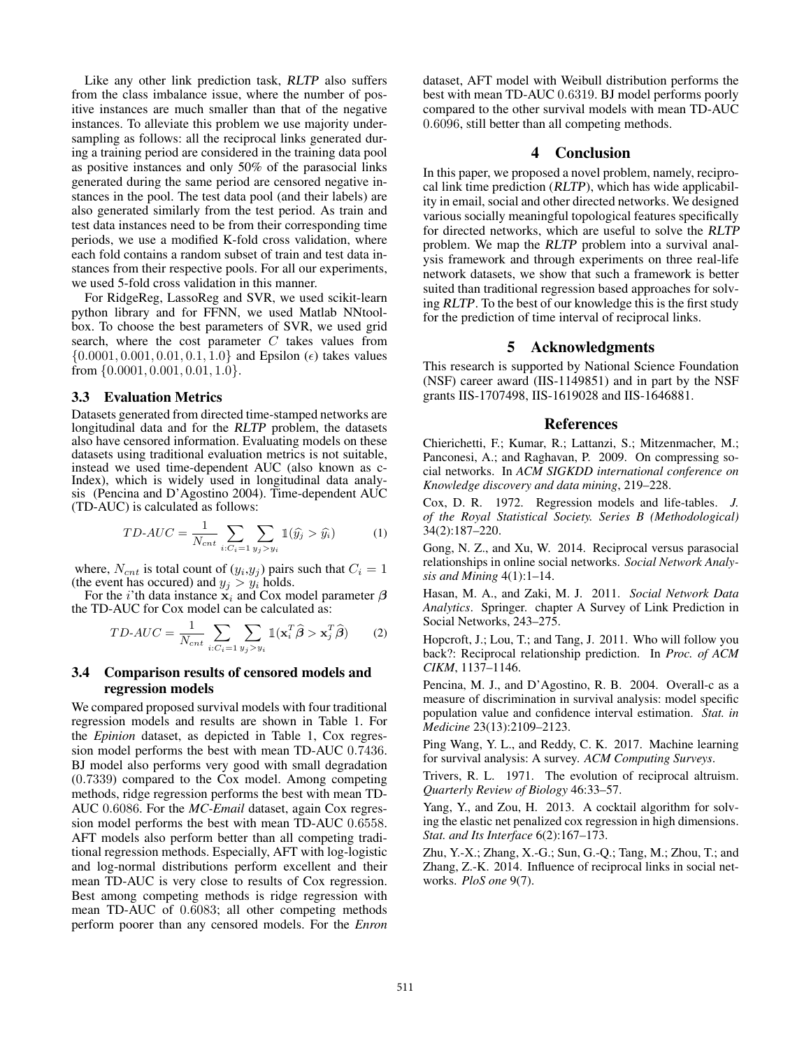Like any other link prediction task, *RLTP* also suffers from the class imbalance issue, where the number of positive instances are much smaller than that of the negative instances. To alleviate this problem we use majority undersampling as follows: all the reciprocal links generated during a training period are considered in the training data pool as positive instances and only 50% of the parasocial links generated during the same period are censored negative instances in the pool. The test data pool (and their labels) are also generated similarly from the test period. As train and test data instances need to be from their corresponding time periods, we use a modified K-fold cross validation, where each fold contains a random subset of train and test data instances from their respective pools. For all our experiments, we used 5-fold cross validation in this manner.

For RidgeReg, LassoReg and SVR, we used scikit-learn python library and for FFNN, we used Matlab NNtoolbox. To choose the best parameters of SVR, we used grid search, where the cost parameter $C$ takes values from $\{0.0001, 0.001, 0.01, 0.1, 1.0\}$ and Epsilon ($\epsilon$) takes values from $\{0.0001, 0.001, 0.01, 1.0\}$.

### 3.3 Evaluation Metrics

Datasets generated from directed time-stamped networks are longitudinal data and for the *RLTP* problem, the datasets also have censored information. Evaluating models on these datasets using traditional evaluation metrics is not suitable, instead we used time-dependent AUC (also known as c-Index), which is widely used in longitudinal data analysis (Pencina and D'Agostino 2004). Time-dependent AUC (TD-AUC) is calculated as follows:

$$TD\text{-}AUC = \frac{1}{N_{cnt}} \sum_{i:C_i=1} \sum_{y_j > y_i} \mathbb{1}(\widehat{y_j} > \widehat{y_i}) \tag{1}$$

where, $N_{cnt}$ is total count of ($y_i$,$y_j$) pairs such that $C_i = 1$ (the event has occured) and $y_j > y_i$ holds.

For the $i$'th data instance $\mathbf{x}_i$ and Cox model parameter $\boldsymbol{\beta}$ the TD-AUC for Cox model can be calculated as:

$$TD\text{-}AUC = \frac{1}{N_{cnt}} \sum_{i:C_i=1} \sum_{y_j > y_i} \mathbb{1}(\mathbf{x}_i^T \widehat{\boldsymbol{\beta}} > \mathbf{x}_j^T \widehat{\boldsymbol{\beta}}) \tag{2}$$

### 3.4 Comparison results of censored models and regression models

We compared proposed survival models with four traditional regression models and results are shown in Table 1. For the *Epinion* dataset, as depicted in Table 1, Cox regression model performs the best with mean TD-AUC $0.7436$. BJ model also performs very good with small degradation ($0.7339$) compared to the Cox model. Among competing methods, ridge regression performs the best with mean TD-AUC $0.6086$. For the *MC-Email* dataset, again Cox regression model performs the best with mean TD-AUC $0.6558$. AFT models also perform better than all competing traditional regression methods. Especially, AFT with log-logistic and log-normal distributions perform excellent and their mean TD-AUC is very close to results of Cox regression. Best among competing methods is ridge regression with mean TD-AUC of $0.6083$; all other competing methods perform poorer than any censored models. For the *Enron* dataset, AFT model with Weibull distribution performs the best with mean TD-AUC $0.6319$. BJ model performs poorly compared to the other survival models with mean TD-AUC $0.6096$, still better than all competing methods.

## 4 Conclusion

In this paper, we proposed a novel problem, namely, reciprocal link time prediction (*RLTP*), which has wide applicability in email, social and other directed networks. We designed various socially meaningful topological features specifically for directed networks, which are useful to solve the *RLTP* problem. We map the *RLTP* problem into a survival analysis framework and through experiments on three real-life network datasets, we show that such a framework is better suited than traditional regression based approaches for solving *RLTP*. To the best of our knowledge this is the first study for the prediction of time interval of reciprocal links.

## 5 Acknowledgments

This research is supported by National Science Foundation (NSF) career award (IIS-1149851) and in part by the NSF grants IIS-1707498, IIS-1619028 and IIS-1646881.

## References

Chierichetti, F.; Kumar, R.; Lattanzi, S.; Mitzenmacher, M.; Panconesi, A.; and Raghavan, P. 2009. On compressing social networks. In *ACM SIGKDD international conference on Knowledge discovery and data mining*, 219–228.

Cox, D. R. 1972. Regression models and life-tables. *J. of the Royal Statistical Society. Series B (Methodological)* 34(2):187–220.

Gong, N. Z., and Xu, W. 2014. Reciprocal versus parasocial relationships in online social networks. *Social Network Analysis and Mining* 4(1):1–14.

Hasan, M. A., and Zaki, M. J. 2011. *Social Network Data Analytics*. Springer. chapter A Survey of Link Prediction in Social Networks, 243–275.

Hopcroft, J.; Lou, T.; and Tang, J. 2011. Who will follow you back?: Reciprocal relationship prediction. In *Proc. of ACM CIKM*, 1137–1146.

Pencina, M. J., and D'Agostino, R. B. 2004. Overall-c as a measure of discrimination in survival analysis: model specific population value and confidence interval estimation. *Stat. in Medicine* 23(13):2109–2123.

Ping Wang, Y. L., and Reddy, C. K. 2017. Machine learning for survival analysis: A survey. *ACM Computing Surveys*.

Trivers, R. L. 1971. The evolution of reciprocal altruism. *Quarterly Review of Biology* 46:33–57.

Yang, Y., and Zou, H. 2013. A cocktail algorithm for solving the elastic net penalized cox regression in high dimensions. *Stat. and Its Interface* 6(2):167–173.

Zhu, Y.-X.; Zhang, X.-G.; Sun, G.-Q.; Tang, M.; Zhou, T.; and Zhang, Z.-K. 2014. Influence of reciprocal links in social networks. *PloS one* 9(7).